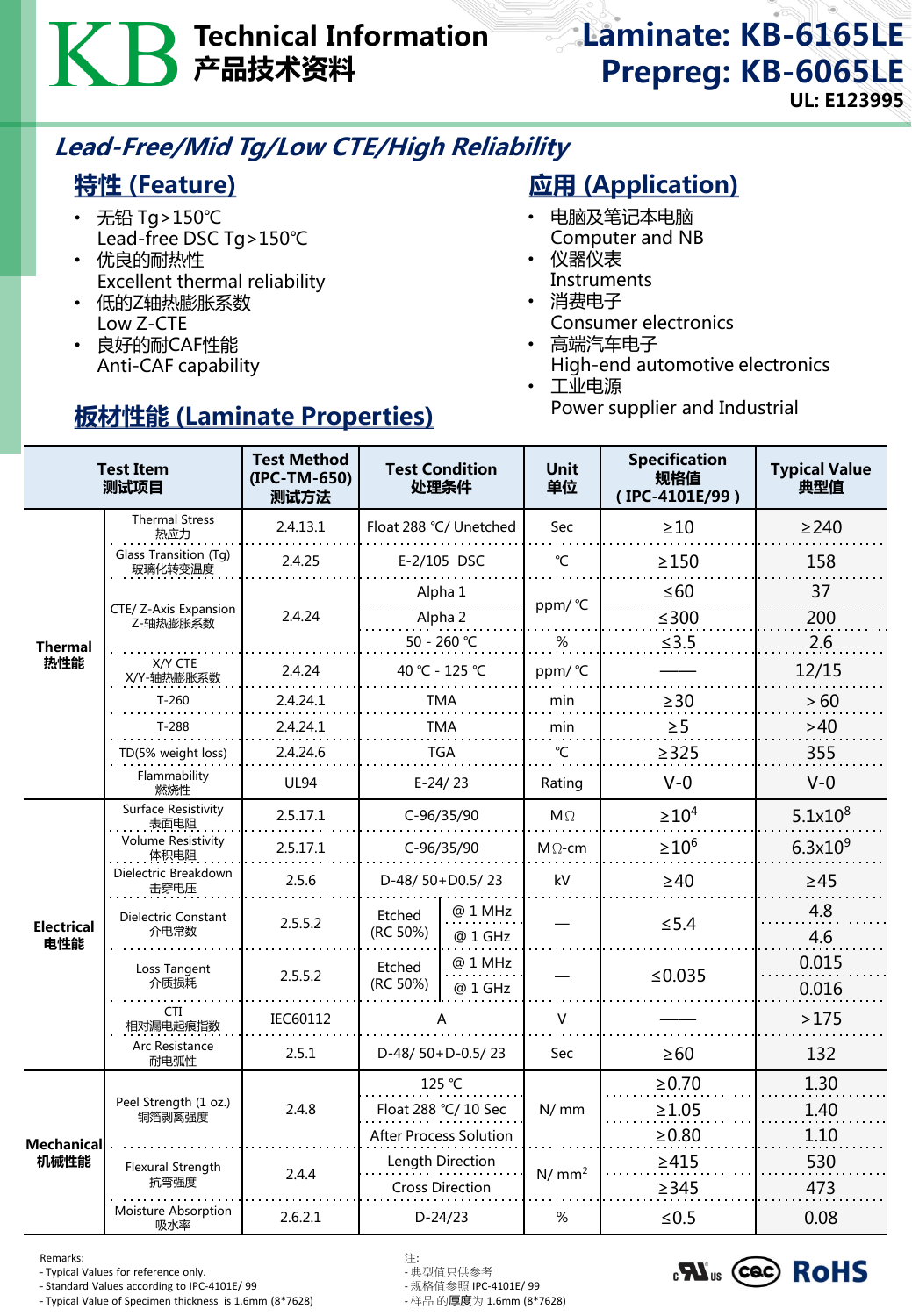# KB Technical Information 产品技术资料

## Laminate: KB-6165LE
## Prepreg: KB-6065LE

**UL: E123995**

## *Lead-Free/Mid Tg/Low CTE/High Reliability*

### 特性 (Feature)

- 无铅 Tg>150℃
  Lead-free DSC Tg>150℃
- 优良的耐热性
  Excellent thermal reliability
- 低的Z轴热膨胀系数
  Low Z-CTE
- 良好的耐CAF性能
  Anti-CAF capability

### 应用 (Application)

- 电脑及笔记本电脑
  Computer and NB
- 仪器仪表
  Instruments
- 消费电子
  Consumer electronics
- 高端汽车电子
  High-end automotive electronics
- 工业电源
  Power supplier and Industrial

### 板材性能 (Laminate Properties)

| Test Item 测试项目 | | Test Method (IPC-TM-650) 测试方法 | Test Condition 处理条件 | | Unit 单位 | Specification 规格值 (IPC-4101E/99) | Typical Value 典型值 |
|---|---|---|---|---|---|---|---|
| Thermal 热性能 | Thermal Stress 热应力 | 2.4.13.1 | Float 288 ℃/ Unetched | | Sec | ≥10 | ≥240 |
| | Glass Transition (Tg) 玻璃化转变温度 | 2.4.25 | E-2/105 DSC | | ℃ | ≥150 | 158 |
| | CTE/ Z-Axis Expansion Z-轴热膨胀系数 | 2.4.24 | Alpha 1 | | ppm/ ℃ | ≤60 | 37 |
| | | | Alpha 2 | | ppm/ ℃ | ≤300 | 200 |
| | | | 50 - 260 ℃ | | % | ≤3.5 | 2.6 |
| | X/Y CTE X/Y-轴热膨胀系数 | 2.4.24 | 40 ℃ - 125 ℃ | | ppm/ ℃ | —— | 12/15 |
| | T-260 | 2.4.24.1 | TMA | | min | ≥30 | > 60 |
| | T-288 | 2.4.24.1 | TMA | | min | ≥5 | >40 |
| | TD(5% weight loss) | 2.4.24.6 | TGA | | ℃ | ≥325 | 355 |
| | Flammability 燃烧性 | UL94 | E-24/ 23 | | Rating | V-0 | V-0 |
| Electrical 电性能 | Surface Resistivity 表面电阻 | 2.5.17.1 | C-96/35/90 | | MΩ | $\geq 10^4$ | $5.1 \times 10^8$ |
| | Volume Resistivity 体积电阻 | 2.5.17.1 | C-96/35/90 | | MΩ-cm | $\geq 10^6$ | $6.3 \times 10^9$ |
| | Dielectric Breakdown 击穿电压 | 2.5.6 | D-48/ 50+D0.5/ 23 | | kV | ≥40 | ≥45 |
| | Dielectric Constant 介电常数 | 2.5.5.2 | Etched (RC 50%) | @ 1 MHz | — | ≤5.4 | 4.8 |
| | | | | @ 1 GHz | | | 4.6 |
| | Loss Tangent 介质损耗 | 2.5.5.2 | Etched (RC 50%) | @ 1 MHz | — | ≤0.035 | 0.015 |
| | | | | @ 1 GHz | | | 0.016 |
| | CTI 相对漏电起痕指数 | IEC60112 | A | | V | —— | >175 |
| | Arc Resistance 耐电弧性 | 2.5.1 | D-48/ 50+D-0.5/ 23 | | Sec | ≥60 | 132 |
| Mechanical 机械性能 | Peel Strength (1 oz.) 铜箔剥离强度 | 2.4.8 | 125 ℃ | | N/ mm | ≥0.70 | 1.30 |
| | | | Float 288 ℃/ 10 Sec | | N/ mm | ≥1.05 | 1.40 |
| | | | After Process Solution | | N/ mm | ≥0.80 | 1.10 |
| | Flexural Strength 抗弯强度 | 2.4.4 | Length Direction | | $N/mm^2$ | ≥415 | 530 |
| | | | Cross Direction | | $N/mm^2$ | ≥345 | 473 |
| | Moisture Absorption 吸水率 | 2.6.2.1 | D-24/23 | | % | ≤0.5 | 0.08 |

Remarks:
- Typical Values for reference only.
- Standard Values according to IPC-4101E/ 99
- Typical Value of Specimen thickness is 1.6mm (8*7628)

注:
- 典型值只供参考
- 规格值参照 IPC-4101E/ 99
- 样品 的厚度为 1.6mm (8*7628)

c UL us  CQC  RoHS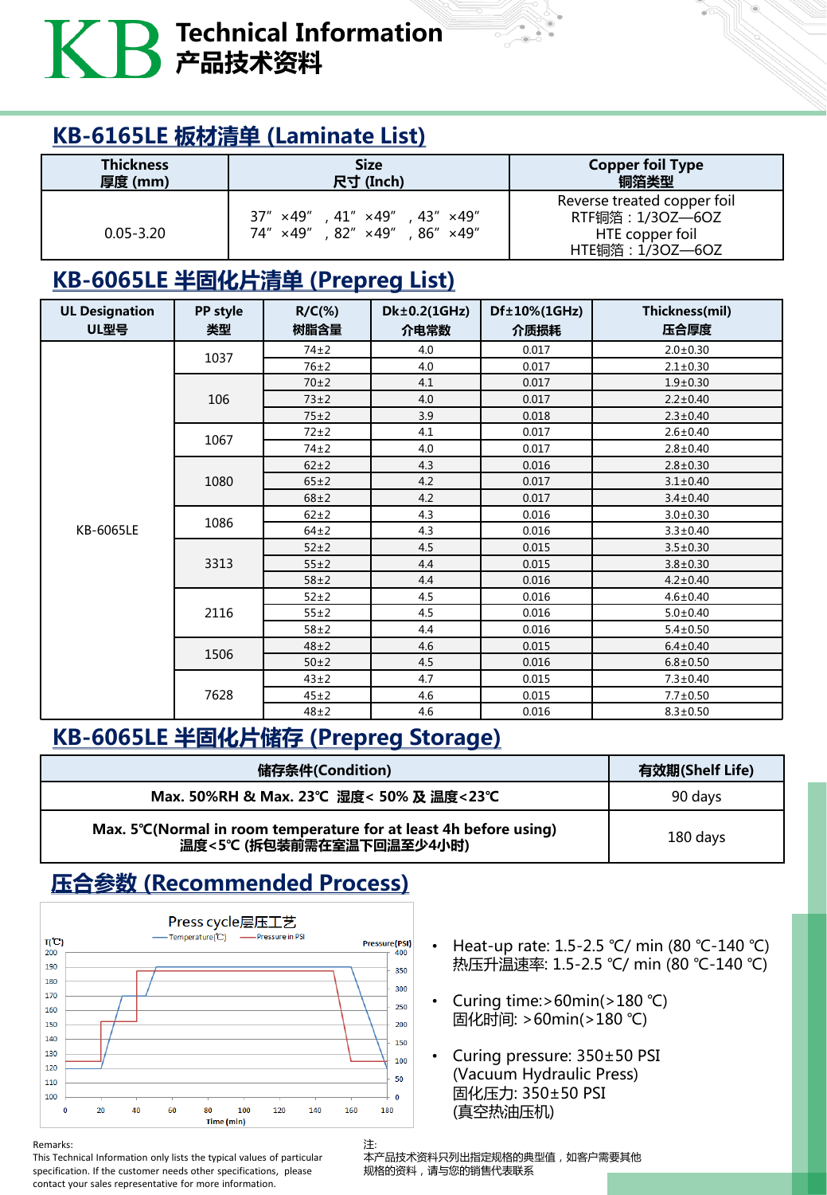# KB Technical Information 产品技术资料

## KB-6165LE 板材清单 (Laminate List)

| Thickness 厚度 (mm) | Size 尺寸 (Inch) | Copper foil Type 铜箔类型 |
|---|---|---|
| 0.05-3.20 | 37″ ×49″ , 41″ ×49″ , 43″ ×49″<br>74″ ×49″ , 82″ ×49″ , 86″ ×49″ | Reverse treated copper foil<br>RTF铜箔：1/3OZ—6OZ<br>HTE copper foil<br>HTE铜箔：1/3OZ—6OZ |

## KB-6065LE 半固化片清单 (Prepreg List)

| UL Designation UL型号 | PP style 类型 | R/C(%) 树脂含量 | Dk±0.2(1GHz) 介电常数 | Df±10%(1GHz) 介质损耗 | Thickness(mil) 压合厚度 |
|---|---|---|---|---|---|
| KB-6065LE | 1037 | 74±2 | 4.0 | 0.017 | 2.0±0.30 |
| | | 76±2 | 4.0 | 0.017 | 2.1±0.30 |
| | 106 | 70±2 | 4.1 | 0.017 | 1.9±0.30 |
| | | 73±2 | 4.0 | 0.017 | 2.2±0.40 |
| | | 75±2 | 3.9 | 0.018 | 2.3±0.40 |
| | 1067 | 72±2 | 4.1 | 0.017 | 2.6±0.40 |
| | | 74±2 | 4.0 | 0.017 | 2.8±0.40 |
| | 1080 | 62±2 | 4.3 | 0.016 | 2.8±0.30 |
| | | 65±2 | 4.2 | 0.017 | 3.1±0.40 |
| | | 68±2 | 4.2 | 0.017 | 3.4±0.40 |
| | 1086 | 62±2 | 4.3 | 0.016 | 3.0±0.30 |
| | | 64±2 | 4.3 | 0.016 | 3.3±0.40 |
| | 3313 | 52±2 | 4.5 | 0.015 | 3.5±0.30 |
| | | 55±2 | 4.4 | 0.015 | 3.8±0.30 |
| | | 58±2 | 4.4 | 0.016 | 4.2±0.40 |
| | 2116 | 52±2 | 4.5 | 0.016 | 4.6±0.40 |
| | | 55±2 | 4.5 | 0.016 | 5.0±0.40 |
| | | 58±2 | 4.4 | 0.016 | 5.4±0.50 |
| | 1506 | 48±2 | 4.6 | 0.015 | 6.4±0.40 |
| | | 50±2 | 4.5 | 0.016 | 6.8±0.50 |
| | 7628 | 43±2 | 4.7 | 0.015 | 7.3±0.40 |
| | | 45±2 | 4.6 | 0.015 | 7.7±0.50 |
| | | 48±2 | 4.6 | 0.016 | 8.3±0.50 |

## KB-6065LE 半固化片储存 (Prepreg Storage)

| 储存条件(Condition) | 有效期(Shelf Life) |
|---|---|
| Max. 50%RH & Max. 23℃ 湿度< 50% 及 温度<23℃ | 90 days |
| Max. 5℃(Normal in room temperature for at least 4h before using)<br>温度<5℃ (拆包装前需在室温下回温至少4小时) | 180 days |

## 压合参数 (Recommended Process)

Press cycle层压工艺

Temperature(℃) Pressure in PSI

T(℃) 200 190 180 170 160 150 140 130 120 110 100

Pressure(PSI) 400 350 300 250 200 150 100 50 0

0 20 40 60 80 100 120 140 160 180

Time (min)

- Heat-up rate: 1.5-2.5 ℃/ min (80 ℃-140 ℃)
  热压升温速率: 1.5-2.5 ℃/ min (80 ℃-140 ℃)
- Curing time:>60min(>180 ℃)
  固化时间: >60min(>180 ℃)
- Curing pressure: 350±50 PSI
  (Vacuum Hydraulic Press)
  固化压力: 350±50 PSI
  (真空热油压机)

Remarks:
This Technical Information only lists the typical values of particular specification. If the customer needs other specifications, please contact your sales representative for more information.

注:
本产品技术资料只列出指定规格的典型值，如客户需要其他规格的资料，请与您的销售代表联系